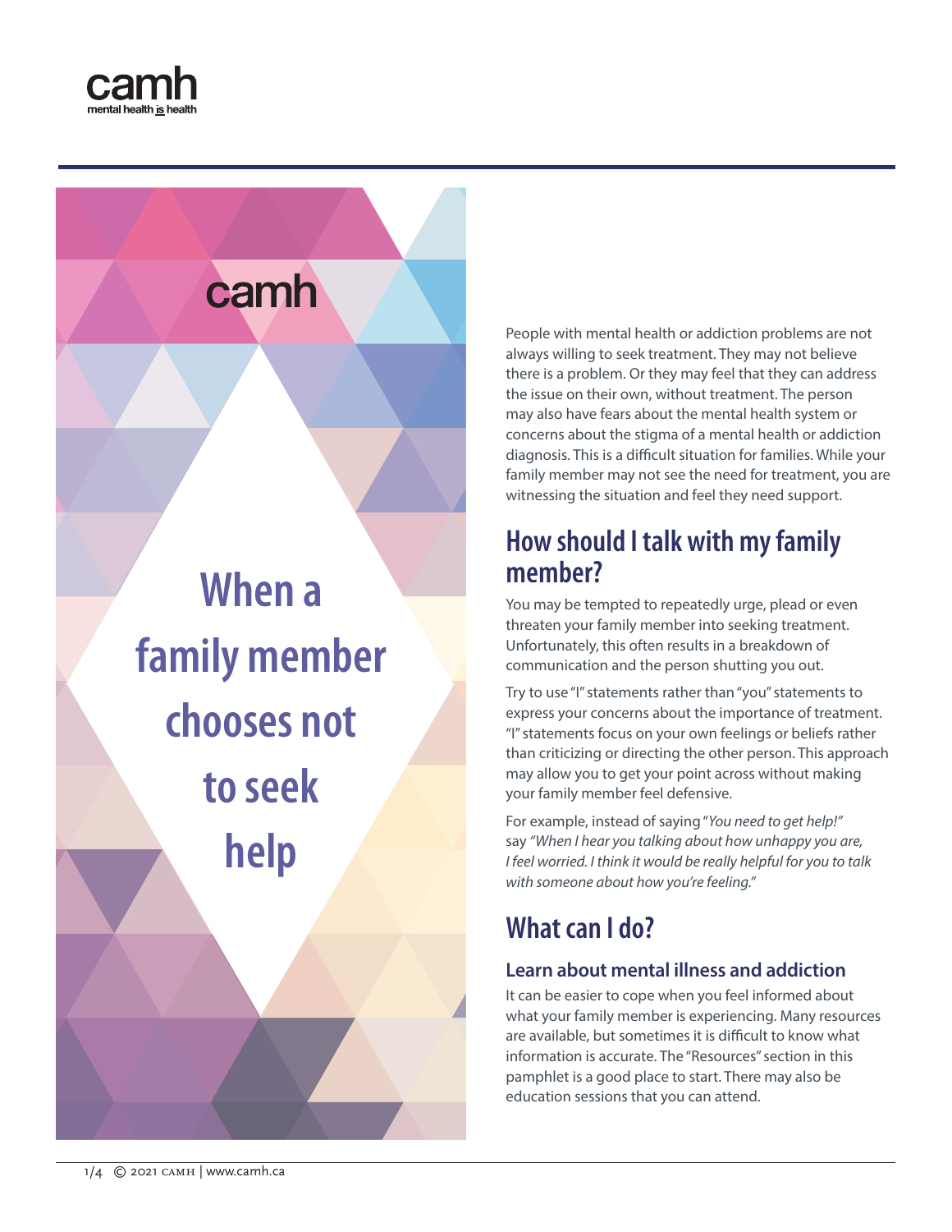camh
mental health is health

# When a family member chooses not to seek help

People with mental health or addiction problems are not always willing to seek treatment. They may not believe there is a problem. Or they may feel that they can address the issue on their own, without treatment. The person may also have fears about the mental health system or concerns about the stigma of a mental health or addiction diagnosis. This is a difficult situation for families. While your family member may not see the need for treatment, you are witnessing the situation and feel they need support.

## How should I talk with my family member?

You may be tempted to repeatedly urge, plead or even threaten your family member into seeking treatment. Unfortunately, this often results in a breakdown of communication and the person shutting you out.

Try to use "I" statements rather than "you" statements to express your concerns about the importance of treatment. "I" statements focus on your own feelings or beliefs rather than criticizing or directing the other person. This approach may allow you to get your point across without making your family member feel defensive.

For example, instead of saying "*You need to get help!*" say *"When I hear you talking about how unhappy you are, I feel worried. I think it would be really helpful for you to talk with someone about how you're feeling."*

## What can I do?

### Learn about mental illness and addiction

It can be easier to cope when you feel informed about what your family member is experiencing. Many resources are available, but sometimes it is difficult to know what information is accurate. The "Resources" section in this pamphlet is a good place to start. There may also be education sessions that you can attend.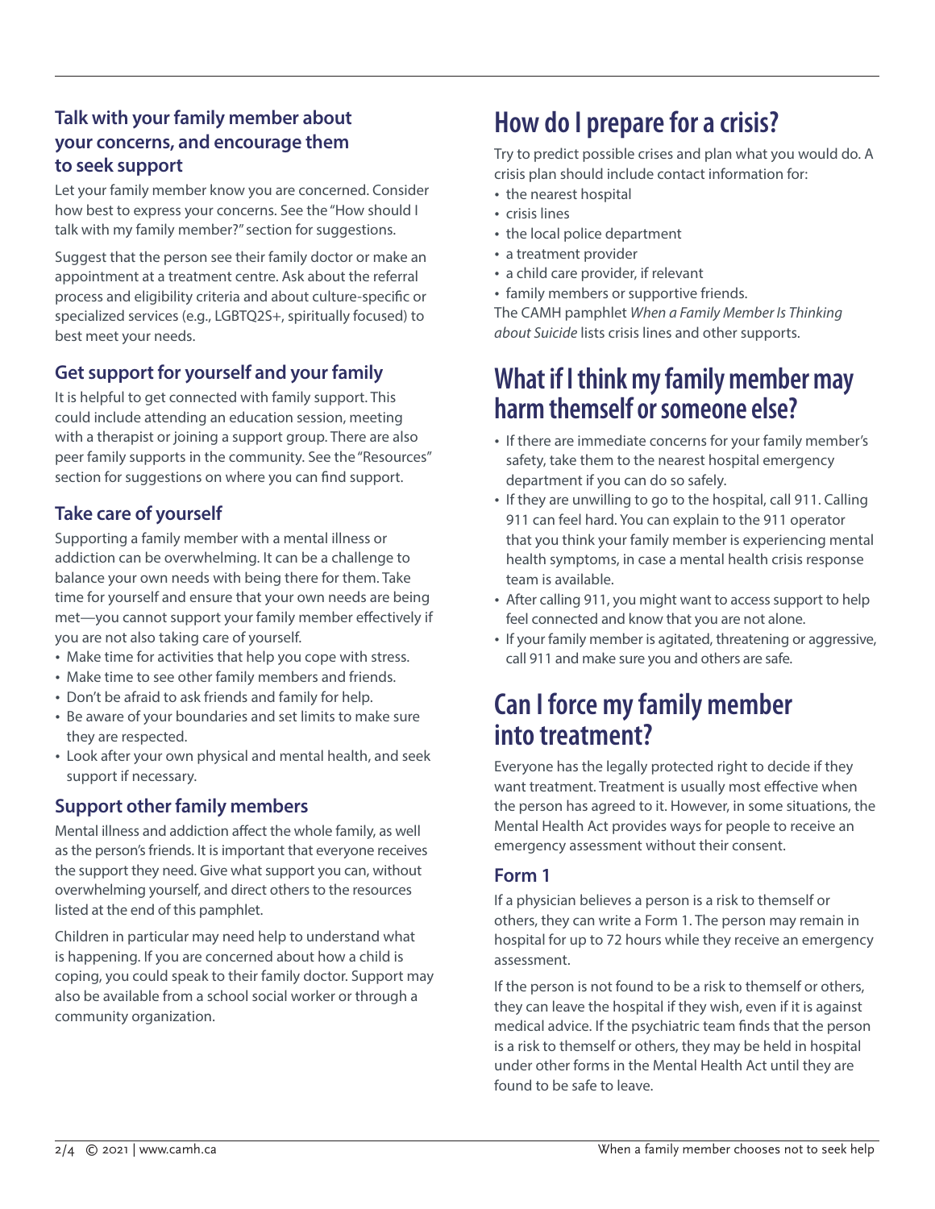### Talk with your family member about your concerns, and encourage them to seek support

Let your family member know you are concerned. Consider how best to express your concerns. See the "How should I talk with my family member?" section for suggestions.

Suggest that the person see their family doctor or make an appointment at a treatment centre. Ask about the referral process and eligibility criteria and about culture-specific or specialized services (e.g., LGBTQ2S+, spiritually focused) to best meet your needs.

### Get support for yourself and your family

It is helpful to get connected with family support. This could include attending an education session, meeting with a therapist or joining a support group. There are also peer family supports in the community. See the "Resources" section for suggestions on where you can find support.

### Take care of yourself

Supporting a family member with a mental illness or addiction can be overwhelming. It can be a challenge to balance your own needs with being there for them. Take time for yourself and ensure that your own needs are being met—you cannot support your family member effectively if you are not also taking care of yourself.

- Make time for activities that help you cope with stress.
- Make time to see other family members and friends.
- Don't be afraid to ask friends and family for help.
- Be aware of your boundaries and set limits to make sure they are respected.
- Look after your own physical and mental health, and seek support if necessary.

### Support other family members

Mental illness and addiction affect the whole family, as well as the person's friends. It is important that everyone receives the support they need. Give what support you can, without overwhelming yourself, and direct others to the resources listed at the end of this pamphlet.

Children in particular may need help to understand what is happening. If you are concerned about how a child is coping, you could speak to their family doctor. Support may also be available from a school social worker or through a community organization.

## How do I prepare for a crisis?

Try to predict possible crises and plan what you would do. A crisis plan should include contact information for:

- the nearest hospital
- crisis lines
- the local police department
- a treatment provider
- a child care provider, if relevant
- family members or supportive friends.

The CAMH pamphlet *When a Family Member Is Thinking about Suicide* lists crisis lines and other supports.

## What if I think my family member may harm themself or someone else?

- If there are immediate concerns for your family member's safety, take them to the nearest hospital emergency department if you can do so safely.
- If they are unwilling to go to the hospital, call 911. Calling 911 can feel hard. You can explain to the 911 operator that you think your family member is experiencing mental health symptoms, in case a mental health crisis response team is available.
- After calling 911, you might want to access support to help feel connected and know that you are not alone.
- If your family member is agitated, threatening or aggressive, call 911 and make sure you and others are safe.

## Can I force my family member into treatment?

Everyone has the legally protected right to decide if they want treatment. Treatment is usually most effective when the person has agreed to it. However, in some situations, the Mental Health Act provides ways for people to receive an emergency assessment without their consent.

### Form 1

If a physician believes a person is a risk to themself or others, they can write a Form 1. The person may remain in hospital for up to 72 hours while they receive an emergency assessment.

If the person is not found to be a risk to themself or others, they can leave the hospital if they wish, even if it is against medical advice. If the psychiatric team finds that the person is a risk to themself or others, they may be held in hospital under other forms in the Mental Health Act until they are found to be safe to leave.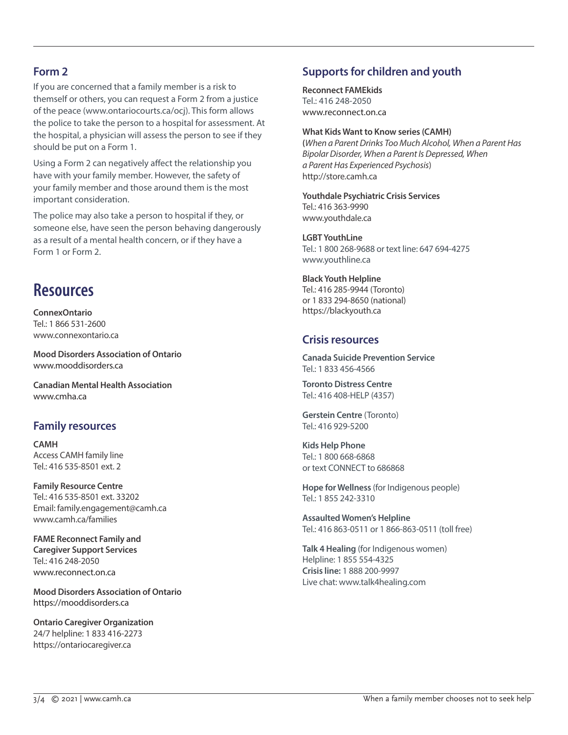## Form 2

If you are concerned that a family member is a risk to themself or others, you can request a Form 2 from a justice of the peace (www.ontariocourts.ca/ocj). This form allows the police to take the person to a hospital for assessment. At the hospital, a physician will assess the person to see if they should be put on a Form 1.

Using a Form 2 can negatively affect the relationship you have with your family member. However, the safety of your family member and those around them is the most important consideration.

The police may also take a person to hospital if they, or someone else, have seen the person behaving dangerously as a result of a mental health concern, or if they have a Form 1 or Form 2.

# Resources

**ConnexOntario**
Tel.: 1 866 531-2600
www.connexontario.ca

**Mood Disorders Association of Ontario**
www.mooddisorders.ca

**Canadian Mental Health Association**
www.cmha.ca

## Family resources

**CAMH**
Access CAMH family line
Tel.: 416 535-8501 ext. 2

**Family Resource Centre**
Tel.: 416 535-8501 ext. 33202
Email: family.engagement@camh.ca
www.camh.ca/families

**FAME Reconnect Family and Caregiver Support Services**
Tel.: 416 248-2050
www.reconnect.on.ca

**Mood Disorders Association of Ontario**
https://mooddisorders.ca

**Ontario Caregiver Organization**
24/7 helpline: 1 833 416-2273
https://ontariocaregiver.ca

## Supports for children and youth

**Reconnect FAMEkids**
Tel.: 416 248-2050
www.reconnect.on.ca

**What Kids Want to Know series (CAMH)**
(*When a Parent Drinks Too Much Alcohol, When a Parent Has Bipolar Disorder, When a Parent Is Depressed, When a Parent Has Experienced Psychosis*)
http://store.camh.ca

**Youthdale Psychiatric Crisis Services**
Tel.: 416 363-9990
www.youthdale.ca

**LGBT YouthLine**
Tel.: 1 800 268-9688 or text line: 647 694-4275
www.youthline.ca

**Black Youth Helpline**
Tel.: 416 285-9944 (Toronto)
or 1 833 294-8650 (national)
https://blackyouth.ca

## Crisis resources

**Canada Suicide Prevention Service**
Tel.: 1 833 456-4566

**Toronto Distress Centre**
Tel.: 416 408-HELP (4357)

**Gerstein Centre** (Toronto)
Tel.: 416 929-5200

**Kids Help Phone**
Tel.: 1 800 668-6868
or text CONNECT to 686868

**Hope for Wellness** (for Indigenous people)
Tel.: 1 855 242-3310

**Assaulted Women's Helpline**
Tel.: 416 863-0511 or 1 866-863-0511 (toll free)

**Talk 4 Healing** (for Indigenous women)
Helpline: 1 855 554-4325
**Crisis line:** 1 888 200-9997
Live chat: www.talk4healing.com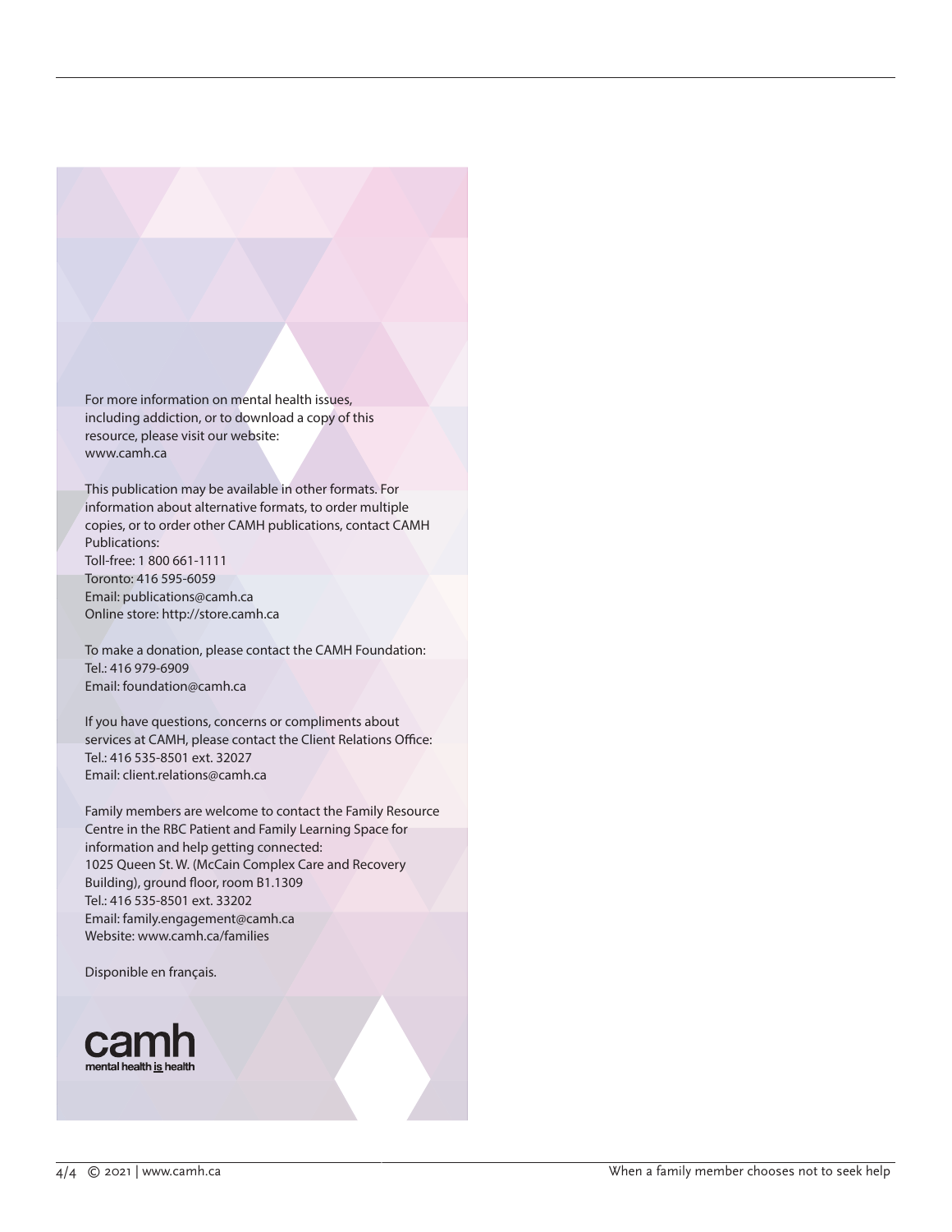For more information on mental health issues, including addiction, or to download a copy of this resource, please visit our website: www.camh.ca

This publication may be available in other formats. For information about alternative formats, to order multiple copies, or to order other CAMH publications, contact CAMH Publications:
Toll-free: 1 800 661-1111
Toronto: 416 595-6059
Email: publications@camh.ca
Online store: http://store.camh.ca

To make a donation, please contact the CAMH Foundation:
Tel.: 416 979-6909
Email: foundation@camh.ca

If you have questions, concerns or compliments about services at CAMH, please contact the Client Relations Office:
Tel.: 416 535-8501 ext. 32027
Email: client.relations@camh.ca

Family members are welcome to contact the Family Resource Centre in the RBC Patient and Family Learning Space for information and help getting connected:
1025 Queen St. W. (McCain Complex Care and Recovery Building), ground floor, room B1.1309
Tel.: 416 535-8501 ext. 33202
Email: family.engagement@camh.ca
Website: www.camh.ca/families

Disponible en français.

camh
mental health is health

© 2021 | www.camh.ca